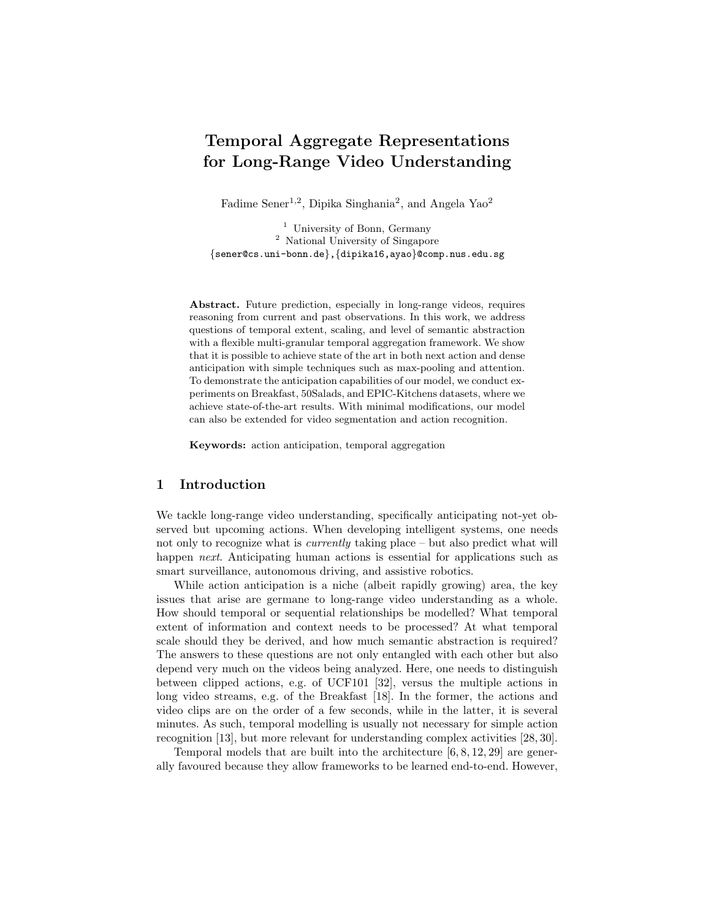# Temporal Aggregate Representations for Long-Range Video Understanding

Fadime Sener[1,2], Dipika Singhania[2], and Angela Yao[2]

[1] University of Bonn, Germany
[2] National University of Singapore
{sener@cs.uni-bonn.de},{dipika16,ayao}@comp.nus.edu.sg

**Abstract.** Future prediction, especially in long-range videos, requires reasoning from current and past observations. In this work, we address questions of temporal extent, scaling, and level of semantic abstraction with a flexible multi-granular temporal aggregation framework. We show that it is possible to achieve state of the art in both next action and dense anticipation with simple techniques such as max-pooling and attention. To demonstrate the anticipation capabilities of our model, we conduct experiments on Breakfast, 50Salads, and EPIC-Kitchens datasets, where we achieve state-of-the-art results. With minimal modifications, our model can also be extended for video segmentation and action recognition.

**Keywords:** action anticipation, temporal aggregation

## 1 Introduction

We tackle long-range video understanding, specifically anticipating not-yet observed but upcoming actions. When developing intelligent systems, one needs not only to recognize what is *currently* taking place – but also predict what will happen *next*. Anticipating human actions is essential for applications such as smart surveillance, autonomous driving, and assistive robotics.

While action anticipation is a niche (albeit rapidly growing) area, the key issues that arise are germane to long-range video understanding as a whole. How should temporal or sequential relationships be modelled? What temporal extent of information and context needs to be processed? At what temporal scale should they be derived, and how much semantic abstraction is required? The answers to these questions are not only entangled with each other but also depend very much on the videos being analyzed. Here, one needs to distinguish between clipped actions, e.g. of UCF101 [32], versus the multiple actions in long video streams, e.g. of the Breakfast [18]. In the former, the actions and video clips are on the order of a few seconds, while in the latter, it is several minutes. As such, temporal modelling is usually not necessary for simple action recognition [13], but more relevant for understanding complex activities [28, 30].

Temporal models that are built into the architecture [6, 8, 12, 29] are generally favoured because they allow frameworks to be learned end-to-end. However,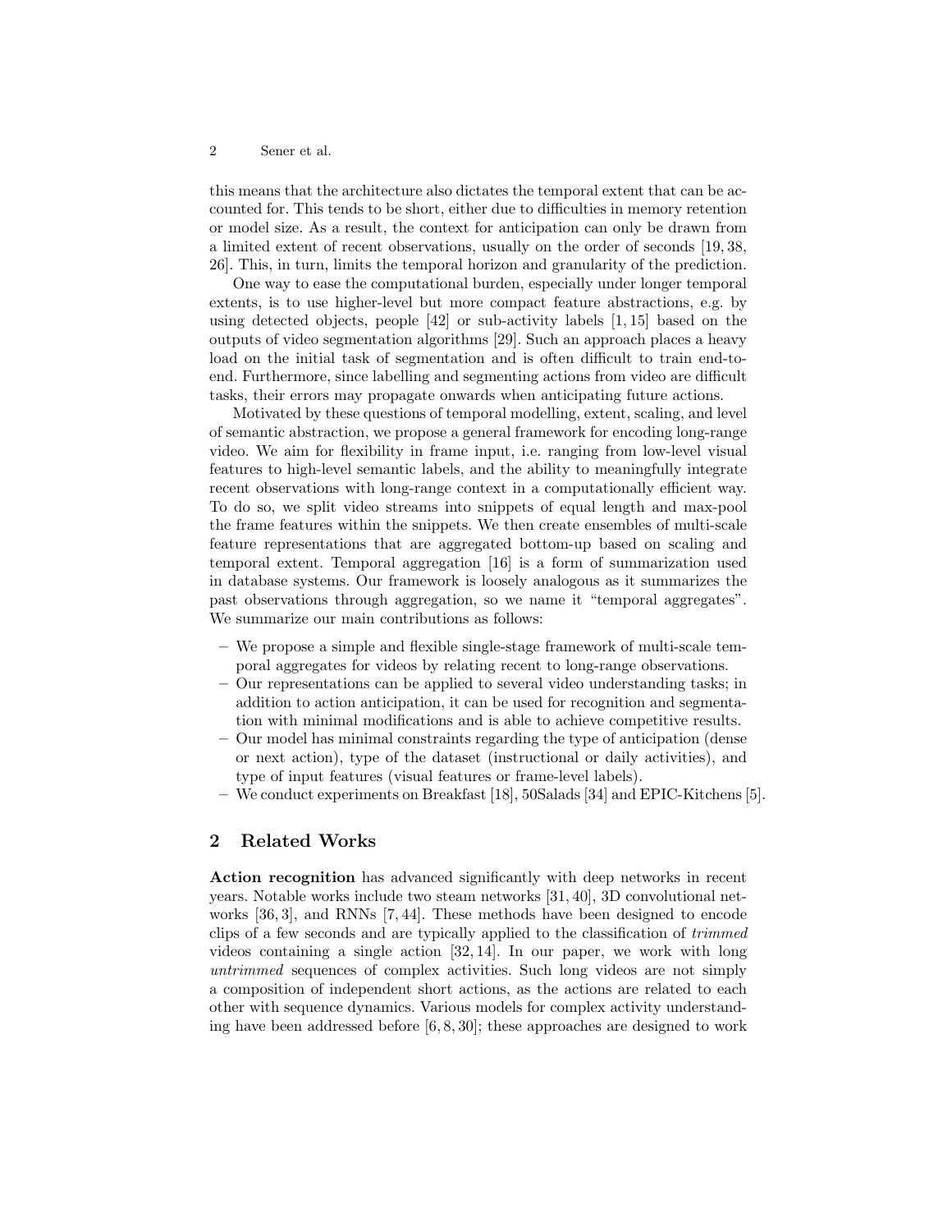this means that the architecture also dictates the temporal extent that can be accounted for. This tends to be short, either due to difficulties in memory retention or model size. As a result, the context for anticipation can only be drawn from a limited extent of recent observations, usually on the order of seconds [19, 38, 26]. This, in turn, limits the temporal horizon and granularity of the prediction.

One way to ease the computational burden, especially under longer temporal extents, is to use higher-level but more compact feature abstractions, e.g. by using detected objects, people [42] or sub-activity labels [1, 15] based on the outputs of video segmentation algorithms [29]. Such an approach places a heavy load on the initial task of segmentation and is often difficult to train end-to-end. Furthermore, since labelling and segmenting actions from video are difficult tasks, their errors may propagate onwards when anticipating future actions.

Motivated by these questions of temporal modelling, extent, scaling, and level of semantic abstraction, we propose a general framework for encoding long-range video. We aim for flexibility in frame input, i.e. ranging from low-level visual features to high-level semantic labels, and the ability to meaningfully integrate recent observations with long-range context in a computationally efficient way. To do so, we split video streams into snippets of equal length and max-pool the frame features within the snippets. We then create ensembles of multi-scale feature representations that are aggregated bottom-up based on scaling and temporal extent. Temporal aggregation [16] is a form of summarization used in database systems. Our framework is loosely analogous as it summarizes the past observations through aggregation, so we name it "temporal aggregates". We summarize our main contributions as follows:

- We propose a simple and flexible single-stage framework of multi-scale temporal aggregates for videos by relating recent to long-range observations.
- Our representations can be applied to several video understanding tasks; in addition to action anticipation, it can be used for recognition and segmentation with minimal modifications and is able to achieve competitive results.
- Our model has minimal constraints regarding the type of anticipation (dense or next action), type of the dataset (instructional or daily activities), and type of input features (visual features or frame-level labels).
- We conduct experiments on Breakfast [18], 50Salads [34] and EPIC-Kitchens [5].

## 2 Related Works

**Action recognition** has advanced significantly with deep networks in recent years. Notable works include two steam networks [31, 40], 3D convolutional networks [36, 3], and RNNs [7, 44]. These methods have been designed to encode clips of a few seconds and are typically applied to the classification of *trimmed* videos containing a single action [32, 14]. In our paper, we work with long *untrimmed* sequences of complex activities. Such long videos are not simply a composition of independent short actions, as the actions are related to each other with sequence dynamics. Various models for complex activity understanding have been addressed before [6, 8, 30]; these approaches are designed to work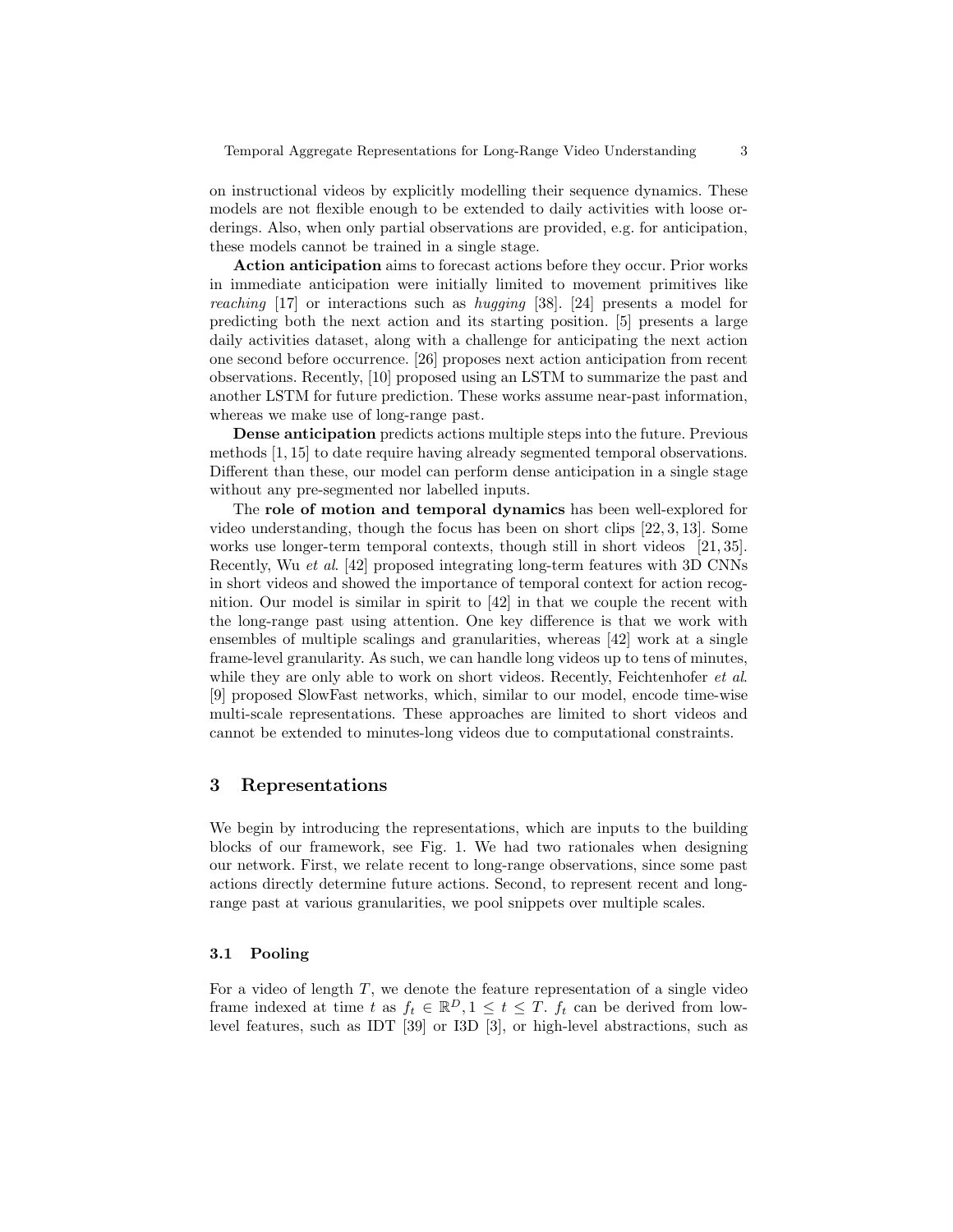on instructional videos by explicitly modelling their sequence dynamics. These models are not flexible enough to be extended to daily activities with loose orderings. Also, when only partial observations are provided, e.g. for anticipation, these models cannot be trained in a single stage.

**Action anticipation** aims to forecast actions before they occur. Prior works in immediate anticipation were initially limited to movement primitives like *reaching* [17] or interactions such as *hugging* [38]. [24] presents a model for predicting both the next action and its starting position. [5] presents a large daily activities dataset, along with a challenge for anticipating the next action one second before occurrence. [26] proposes next action anticipation from recent observations. Recently, [10] proposed using an LSTM to summarize the past and another LSTM for future prediction. These works assume near-past information, whereas we make use of long-range past.

**Dense anticipation** predicts actions multiple steps into the future. Previous methods [1, 15] to date require having already segmented temporal observations. Different than these, our model can perform dense anticipation in a single stage without any pre-segmented nor labelled inputs.

The **role of motion and temporal dynamics** has been well-explored for video understanding, though the focus has been on short clips [22, 3, 13]. Some works use longer-term temporal contexts, though still in short videos [21, 35]. Recently, Wu *et al*. [42] proposed integrating long-term features with 3D CNNs in short videos and showed the importance of temporal context for action recognition. Our model is similar in spirit to [42] in that we couple the recent with the long-range past using attention. One key difference is that we work with ensembles of multiple scalings and granularities, whereas [42] work at a single frame-level granularity. As such, we can handle long videos up to tens of minutes, while they are only able to work on short videos. Recently, Feichtenhofer *et al.* [9] proposed SlowFast networks, which, similar to our model, encode time-wise multi-scale representations. These approaches are limited to short videos and cannot be extended to minutes-long videos due to computational constraints.

## 3 Representations

We begin by introducing the representations, which are inputs to the building blocks of our framework, see Fig. 1. We had two rationales when designing our network. First, we relate recent to long-range observations, since some past actions directly determine future actions. Second, to represent recent and long-range past at various granularities, we pool snippets over multiple scales.

### 3.1 Pooling

For a video of length $T$, we denote the feature representation of a single video frame indexed at time $t$ as $f_t \in \mathbb{R}^D, 1 \leq t \leq T$. $f_t$ can be derived from low-level features, such as IDT [39] or I3D [3], or high-level abstractions, such as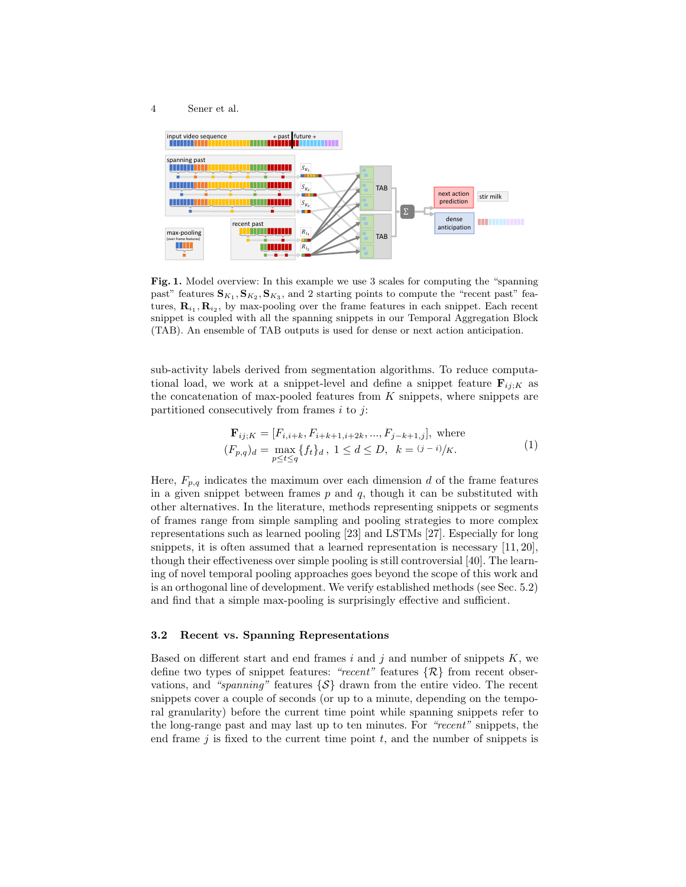**Fig. 1.** Model overview: In this example we use 3 scales for computing the "spanning past" features $\mathbf{S}_{K_1}, \mathbf{S}_{K_2}, \mathbf{S}_{K_3}$, and 2 starting points to compute the "recent past" features, $\mathbf{R}_{i_1}, \mathbf{R}_{i_2}$, by max-pooling over the frame features in each snippet. Each recent snippet is coupled with all the spanning snippets in our Temporal Aggregation Block (TAB). An ensemble of TAB outputs is used for dense or next action anticipation.

sub-activity labels derived from segmentation algorithms. To reduce computational load, we work at a snippet-level and define a snippet feature $\mathbf{F}_{ij;K}$ as the concatenation of max-pooled features from $K$ snippets, where snippets are partitioned consecutively from frames $i$ to $j$:

$$
\begin{aligned}
\mathbf{F}_{ij;K} &= [F_{i,i+k}, F_{i+k+1,i+2k}, ..., F_{j-k+1,j}], \text{ where} \\
(F_{p,q})_d &= \max_{p \leq t \leq q} \{f_t\}_d \,, \;\; 1 \leq d \leq D, \;\; k = {}^{(j-i)}/_{K}.
\end{aligned}
\tag{1}
$$

Here, $F_{p,q}$ indicates the maximum over each dimension $d$ of the frame features in a given snippet between frames $p$ and $q$, though it can be substituted with other alternatives. In the literature, methods representing snippets or segments of frames range from simple sampling and pooling strategies to more complex representations such as learned pooling [23] and LSTMs [27]. Especially for long snippets, it is often assumed that a learned representation is necessary [11, 20], though their effectiveness over simple pooling is still controversial [40]. The learning of novel temporal pooling approaches goes beyond the scope of this work and is an orthogonal line of development. We verify established methods (see Sec. 5.2) and find that a simple max-pooling is surprisingly effective and sufficient.

### 3.2 Recent vs. Spanning Representations

Based on different start and end frames $i$ and $j$ and number of snippets $K$, we define two types of snippet features: *"recent"* features $\{\mathcal{R}\}$ from recent observations, and *"spanning"* features $\{\mathcal{S}\}$ drawn from the entire video. The recent snippets cover a couple of seconds (or up to a minute, depending on the temporal granularity) before the current time point while spanning snippets refer to the long-range past and may last up to ten minutes. For *"recent"* snippets, the end frame $j$ is fixed to the current time point $t$, and the number of snippets is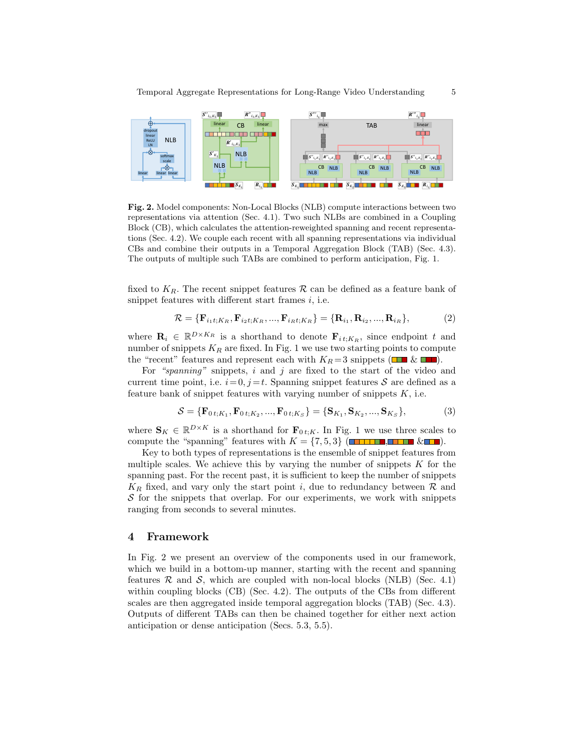**Fig. 2.** Model components: Non-Local Blocks (NLB) compute interactions between two representations via attention (Sec. 4.1). Two such NLBs are combined in a Coupling Block (CB), which calculates the attention-reweighted spanning and recent representations (Sec. 4.2). We couple each recent with all spanning representations via individual CBs and combine their outputs in a Temporal Aggregation Block (TAB) (Sec. 4.3). The outputs of multiple such TABs are combined to perform anticipation, Fig. 1.

fixed to $K_R$. The recent snippet features $\mathcal{R}$ can be defined as a feature bank of snippet features with different start frames $i$, i.e.

$$\mathcal{R} = \{\mathbf{F}_{i_1 t;K_R}, \mathbf{F}_{i_2 t;K_R}, ..., \mathbf{F}_{i_R t;K_R}\} = \{\mathbf{R}_{i_1}, \mathbf{R}_{i_2}, ..., \mathbf{R}_{i_R}\}, \tag{2}$$

where $\mathbf{R}_i \in \mathbb{R}^{D \times K_R}$ is a shorthand to denote $\mathbf{F}_{i\,t;K_R}$, since endpoint $t$ and number of snippets $K_R$ are fixed. In Fig. 1 we use two starting points to compute the "recent" features and represent each with $K_R\!=\!3$ snippets ( & ).

For *"spanning"* snippets, $i$ and $j$ are fixed to the start of the video and current time point, i.e. $i\!=\!0, j\!=\!t$. Spanning snippet features $\mathcal{S}$ are defined as a feature bank of snippet features with varying number of snippets $K$, i.e.

$$\mathcal{S} = \{\mathbf{F}_{0\,t;K_1}, \mathbf{F}_{0\,t;K_2}, ..., \mathbf{F}_{0\,t;K_S}\} = \{\mathbf{S}_{K_1}, \mathbf{S}_{K_2}, ..., \mathbf{S}_{K_S}\}, \tag{3}$$

where $\mathbf{S}_K \in \mathbb{R}^{D \times K}$ is a shorthand for $\mathbf{F}_{0\,t;K}$. In Fig. 1 we use three scales to compute the "spanning" features with $K = \{7, 5, 3\}$ (, &).

Key to both types of representations is the ensemble of snippet features from multiple scales. We achieve this by varying the number of snippets $K$ for the spanning past. For the recent past, it is sufficient to keep the number of snippets $K_R$ fixed, and vary only the start point $i$, due to redundancy between $\mathcal{R}$ and $\mathcal{S}$ for the snippets that overlap. For our experiments, we work with snippets ranging from seconds to several minutes.

## 4 Framework

In Fig. 2 we present an overview of the components used in our framework, which we build in a bottom-up manner, starting with the recent and spanning features $\mathcal{R}$ and $\mathcal{S}$, which are coupled with non-local blocks (NLB) (Sec. 4.1) within coupling blocks (CB) (Sec. 4.2). The outputs of the CBs from different scales are then aggregated inside temporal aggregation blocks (TAB) (Sec. 4.3). Outputs of different TABs can then be chained together for either next action anticipation or dense anticipation (Secs. 5.3, 5.5).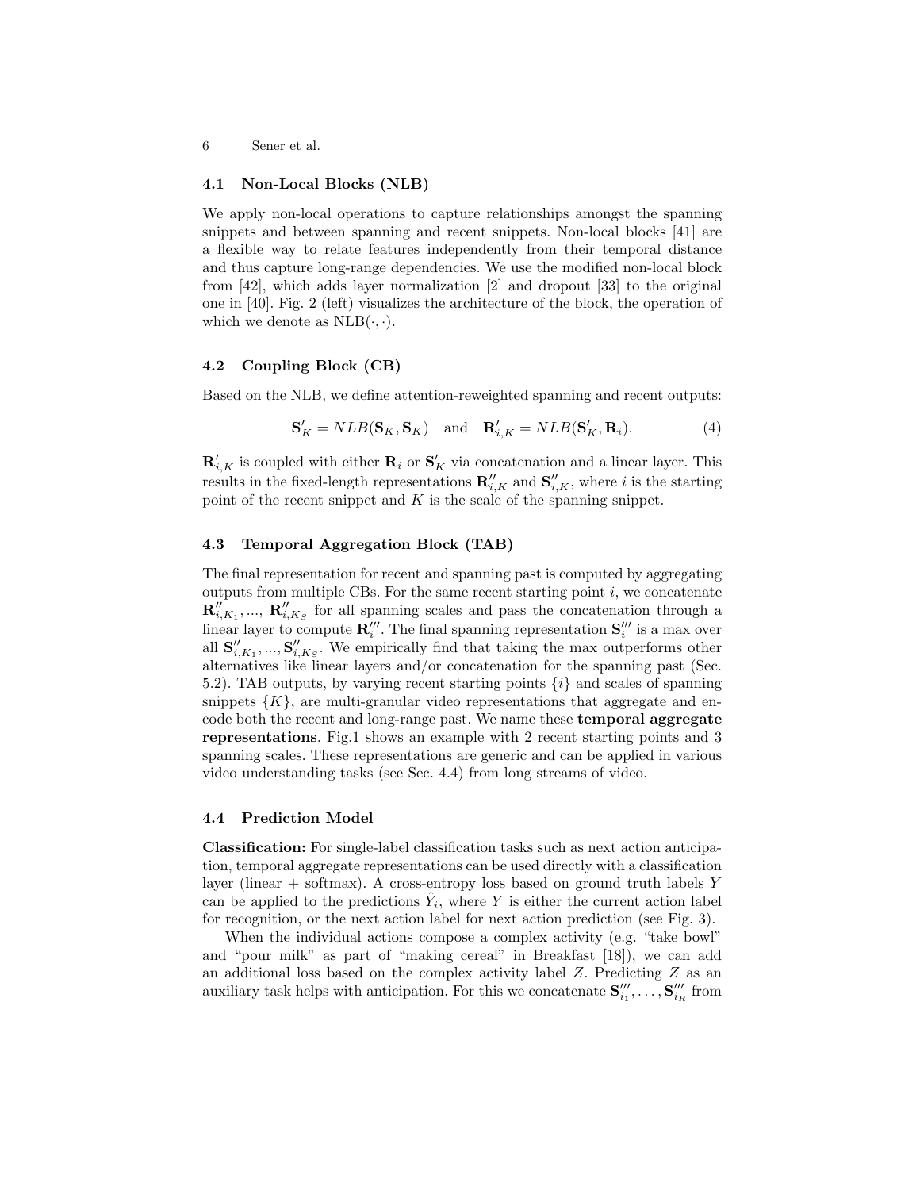### 4.1 Non-Local Blocks (NLB)

We apply non-local operations to capture relationships amongst the spanning snippets and between spanning and recent snippets. Non-local blocks [41] are a flexible way to relate features independently from their temporal distance and thus capture long-range dependencies. We use the modified non-local block from [42], which adds layer normalization [2] and dropout [33] to the original one in [40]. Fig. 2 (left) visualizes the architecture of the block, the operation of which we denote as $\text{NLB}(\cdot, \cdot)$.

### 4.2 Coupling Block (CB)

Based on the NLB, we define attention-reweighted spanning and recent outputs:

$$\mathbf{S}'_K = NLB(\mathbf{S}_K, \mathbf{S}_K) \quad \text{and} \quad \mathbf{R}'_{i,K} = NLB(\mathbf{S}'_K, \mathbf{R}_i). \tag{4}$$

$\mathbf{R}'_{i,K}$ is coupled with either $\mathbf{R}_i$ or $\mathbf{S}'_K$ via concatenation and a linear layer. This results in the fixed-length representations $\mathbf{R}''_{i,K}$ and $\mathbf{S}''_{i,K}$, where $i$ is the starting point of the recent snippet and $K$ is the scale of the spanning snippet.

### 4.3 Temporal Aggregation Block (TAB)

The final representation for recent and spanning past is computed by aggregating outputs from multiple CBs. For the same recent starting point $i$, we concatenate $\mathbf{R}''_{i,K_1}, ..., \mathbf{R}''_{i,K_S}$ for all spanning scales and pass the concatenation through a linear layer to compute $\mathbf{R}'''_i$. The final spanning representation $\mathbf{S}'''_i$ is a max over all $\mathbf{S}''_{i,K_1}, ..., \mathbf{S}''_{i,K_S}$. We empirically find that taking the max outperforms other alternatives like linear layers and/or concatenation for the spanning past (Sec. 5.2). TAB outputs, by varying recent starting points $\{i\}$ and scales of spanning snippets $\{K\}$, are multi-granular video representations that aggregate and encode both the recent and long-range past. We name these **temporal aggregate representations**. Fig.1 shows an example with 2 recent starting points and 3 spanning scales. These representations are generic and can be applied in various video understanding tasks (see Sec. 4.4) from long streams of video.

### 4.4 Prediction Model

**Classification:** For single-label classification tasks such as next action anticipation, temporal aggregate representations can be used directly with a classification layer (linear + softmax). A cross-entropy loss based on ground truth labels $Y$ can be applied to the predictions $\hat{Y}_i$, where $Y$ is either the current action label for recognition, or the next action label for next action prediction (see Fig. 3).

When the individual actions compose a complex activity (e.g. "take bowl" and "pour milk" as part of "making cereal" in Breakfast [18]), we can add an additional loss based on the complex activity label $Z$. Predicting $Z$ as an auxiliary task helps with anticipation. For this we concatenate $\mathbf{S}'''_{i_1}, \ldots, \mathbf{S}'''_{i_R}$ from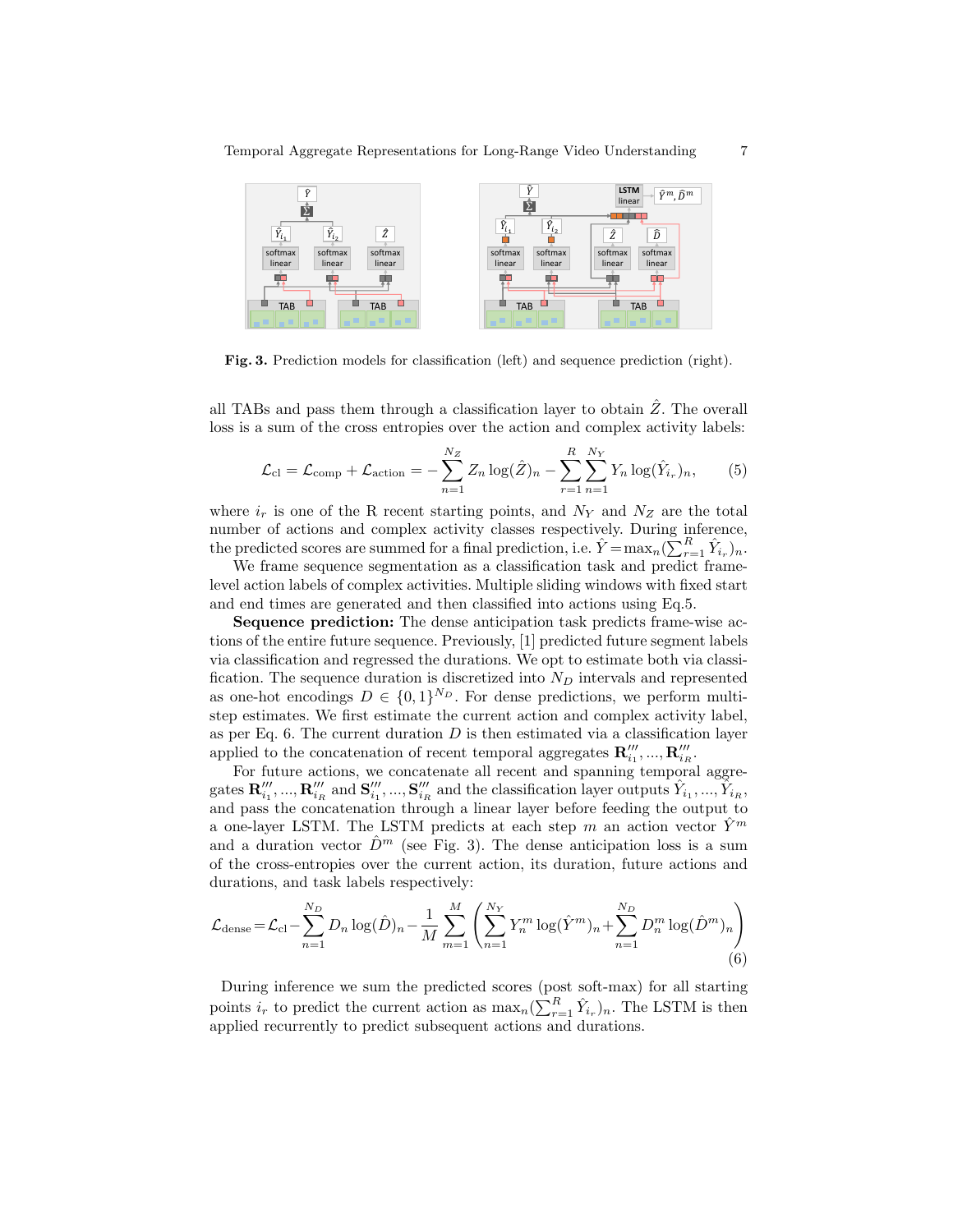Fig. 3. Prediction models for classification (left) and sequence prediction (right).

all TABs and pass them through a classification layer to obtain $\hat{Z}$. The overall loss is a sum of the cross entropies over the action and complex activity labels:

$$\mathcal{L}_{\text{cl}} = \mathcal{L}_{\text{comp}} + \mathcal{L}_{\text{action}} = -\sum_{n=1}^{N_Z} Z_n \log(\hat{Z})_n - \sum_{r=1}^{R}\sum_{n=1}^{N_Y} Y_n \log(\hat{Y}_{i_r})_n, \tag{5}$$

where $i_r$ is one of the R recent starting points, and $N_Y$ and $N_Z$ are the total number of actions and complex activity classes respectively. During inference, the predicted scores are summed for a final prediction, i.e. $\hat{Y} = \max_n(\sum_{r=1}^{R} \hat{Y}_{i_r})_n$.

We frame sequence segmentation as a classification task and predict frame-level action labels of complex activities. Multiple sliding windows with fixed start and end times are generated and then classified into actions using Eq.5.

**Sequence prediction:** The dense anticipation task predicts frame-wise actions of the entire future sequence. Previously, [1] predicted future segment labels via classification and regressed the durations. We opt to estimate both via classification. The sequence duration is discretized into $N_D$ intervals and represented as one-hot encodings $D \in \{0,1\}^{N_D}$. For dense predictions, we perform multi-step estimates. We first estimate the current action and complex activity label, as per Eq. 6. The current duration $D$ is then estimated via a classification layer applied to the concatenation of recent temporal aggregates $\mathbf{R}'''_{i_1}, ..., \mathbf{R}'''_{i_R}$.

For future actions, we concatenate all recent and spanning temporal aggregates $\mathbf{R}'''_{i_1}, ..., \mathbf{R}'''_{i_R}$ and $\mathbf{S}'''_{i_1}, ..., \mathbf{S}'''_{i_R}$ and the classification layer outputs $\hat{Y}_{i_1}, ..., \hat{Y}_{i_R}$, and pass the concatenation through a linear layer before feeding the output to a one-layer LSTM. The LSTM predicts at each step $m$ an action vector $\hat{Y}^m$ and a duration vector $\hat{D}^m$ (see Fig. 3). The dense anticipation loss is a sum of the cross-entropies over the current action, its duration, future actions and durations, and task labels respectively:

$$\mathcal{L}_{\text{dense}} = \mathcal{L}_{\text{cl}} - \sum_{n=1}^{N_D} D_n \log(\hat{D})_n - \frac{1}{M}\sum_{m=1}^{M}\left(\sum_{n=1}^{N_Y} Y_n^m \log(\hat{Y}^m)_n + \sum_{n=1}^{N_D} D_n^m \log(\hat{D}^m)_n\right) \tag{6}$$

During inference we sum the predicted scores (post soft-max) for all starting points $i_r$ to predict the current action as $\max_n(\sum_{r=1}^{R} \hat{Y}_{i_r})_n$. The LSTM is then applied recurrently to predict subsequent actions and durations.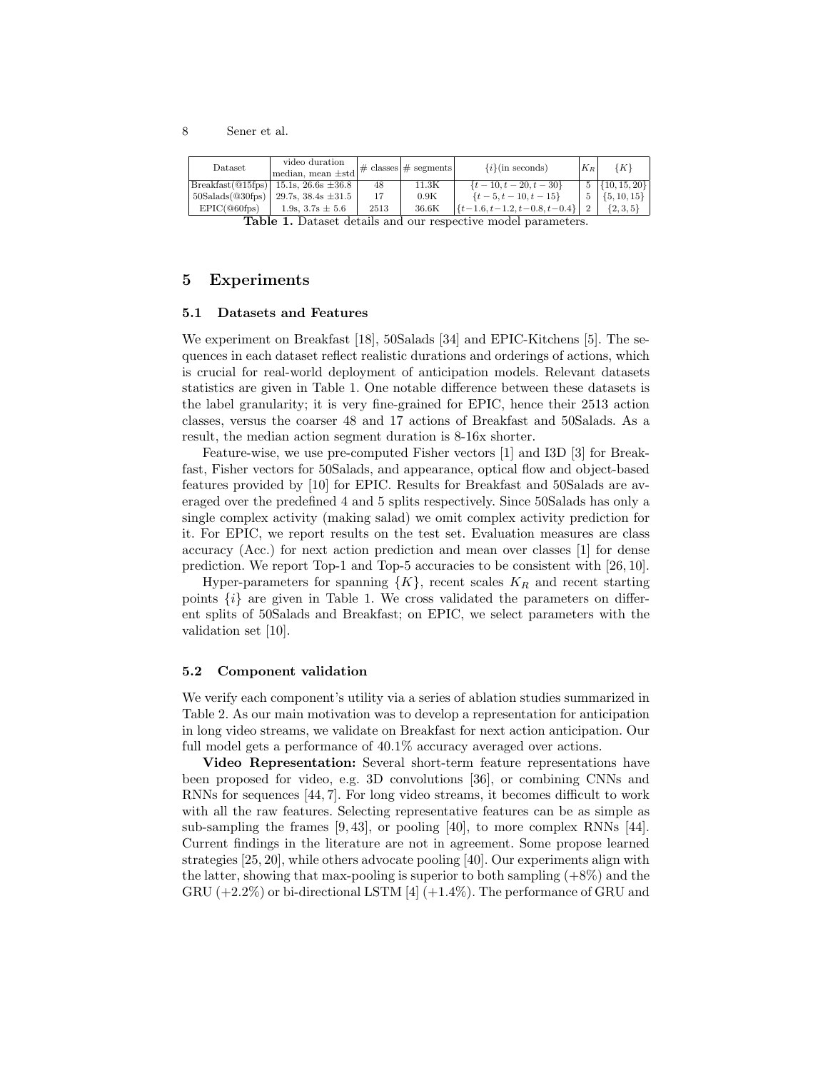| Dataset | video duration median, mean $\pm$std | # classes | # segments | $\{i\}$(in seconds) | $K_R$ | $\{K\}$ |
|---|---|---|---|---|---|---|
| Breakfast(@15fps) | 15.1s, 26.6s $\pm$36.8 | 48 | 11.3K | $\{t-10, t-20, t-30\}$ | 5 | $\{10, 15, 20\}$ |
| 50Salads(@30fps) | 29.7s, 38.4s $\pm$31.5 | 17 | 0.9K | $\{t-5, t-10, t-15\}$ | 5 | $\{5, 10, 15\}$ |
| EPIC(@60fps) | 1.9s, 3.7s $\pm$ 5.6 | 2513 | 36.6K | $\{t-1.6, t-1.2, t-0.8, t-0.4\}$ | 2 | $\{2, 3, 5\}$ |

**Table 1.** Dataset details and our respective model parameters.

## 5 Experiments

### 5.1 Datasets and Features

We experiment on Breakfast [18], 50Salads [34] and EPIC-Kitchens [5]. The sequences in each dataset reflect realistic durations and orderings of actions, which is crucial for real-world deployment of anticipation models. Relevant datasets statistics are given in Table 1. One notable difference between these datasets is the label granularity; it is very fine-grained for EPIC, hence their 2513 action classes, versus the coarser 48 and 17 actions of Breakfast and 50Salads. As a result, the median action segment duration is 8-16x shorter.

Feature-wise, we use pre-computed Fisher vectors [1] and I3D [3] for Breakfast, Fisher vectors for 50Salads, and appearance, optical flow and object-based features provided by [10] for EPIC. Results for Breakfast and 50Salads are averaged over the predefined 4 and 5 splits respectively. Since 50Salads has only a single complex activity (making salad) we omit complex activity prediction for it. For EPIC, we report results on the test set. Evaluation measures are class accuracy (Acc.) for next action prediction and mean over classes [1] for dense prediction. We report Top-1 and Top-5 accuracies to be consistent with [26, 10].

Hyper-parameters for spanning $\{K\}$, recent scales $K_R$ and recent starting points $\{i\}$ are given in Table 1. We cross validated the parameters on different splits of 50Salads and Breakfast; on EPIC, we select parameters with the validation set [10].

### 5.2 Component validation

We verify each component's utility via a series of ablation studies summarized in Table 2. As our main motivation was to develop a representation for anticipation in long video streams, we validate on Breakfast for next action anticipation. Our full model gets a performance of 40.1% accuracy averaged over actions.

**Video Representation:** Several short-term feature representations have been proposed for video, e.g. 3D convolutions [36], or combining CNNs and RNNs for sequences [44, 7]. For long video streams, it becomes difficult to work with all the raw features. Selecting representative features can be as simple as sub-sampling the frames [9, 43], or pooling [40], to more complex RNNs [44]. Current findings in the literature are not in agreement. Some propose learned strategies [25, 20], while others advocate pooling [40]. Our experiments align with the latter, showing that max-pooling is superior to both sampling (+8%) and the GRU (+2.2%) or bi-directional LSTM [4] (+1.4%). The performance of GRU and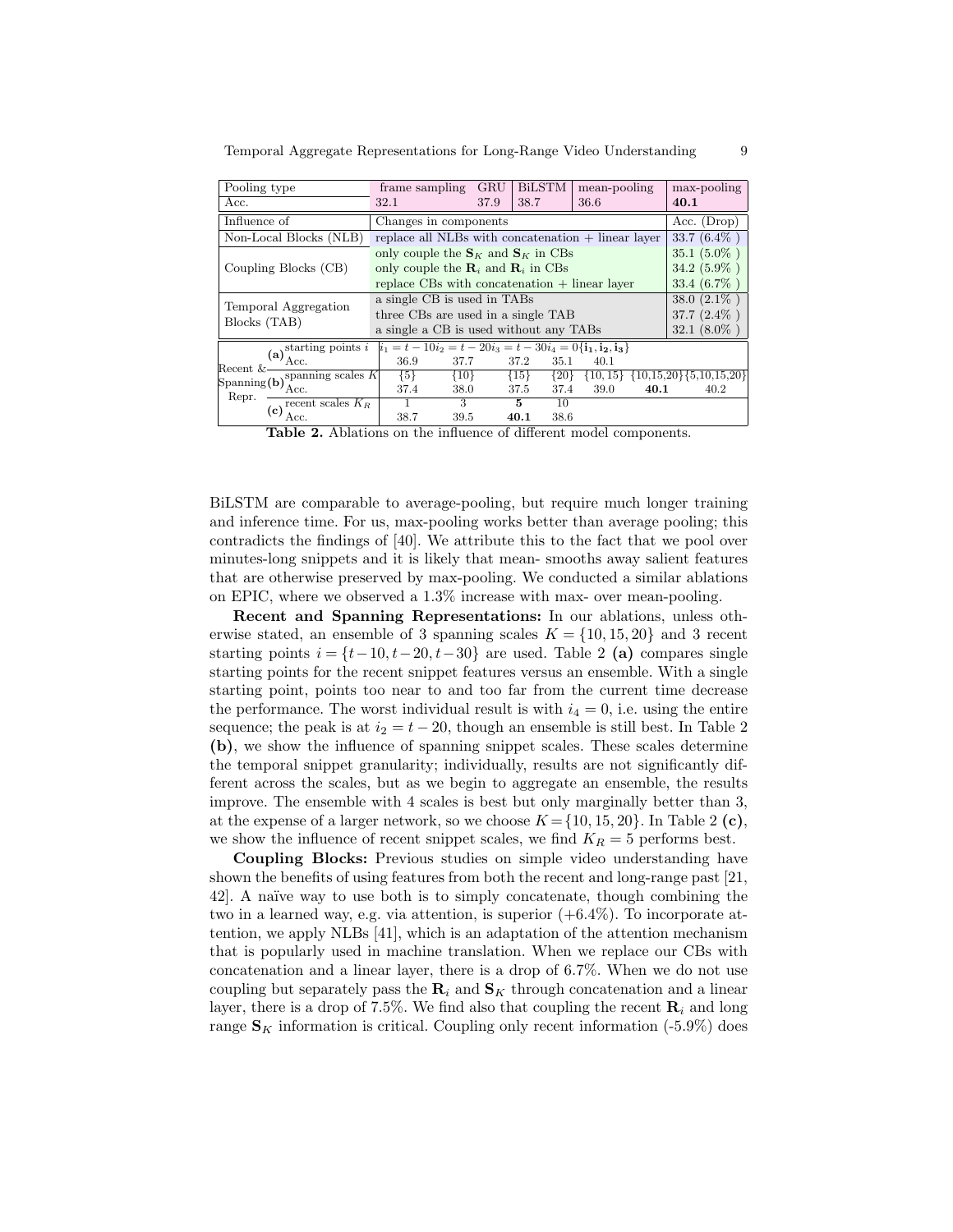| Pooling type | frame sampling | GRU | BiLSTM | mean-pooling | max-pooling |
|---|---|---|---|---|---|
| Acc. | 32.1 | 37.9 | 38.7 | 36.6 | **40.1** |

| Influence of | Changes in components | Acc. (Drop) |
|---|---|---|
| Non-Local Blocks (NLB) | replace all NLBs with concatenation + linear layer | 33.7 (6.4% ) |
| Coupling Blocks (CB) | only couple the $\mathbf{S}_K$ and $\mathbf{S}_K$ in CBs | 35.1 (5.0% ) |
| | only couple the $\mathbf{R}_i$ and $\mathbf{R}_i$ in CBs | 34.2 (5.9% ) |
| | replace CBs with concatenation + linear layer | 33.4 (6.7% ) |
| Temporal Aggregation Blocks (TAB) | a single CB is used in TABs | 38.0 (2.1% ) |
| | three CBs are used in a single TAB | 37.7 (2.4% ) |
| | a single a CB is used without any TABs | 32.1 (8.0% ) |

| | | | | | | | | | |
|---|---|---|---|---|---|---|---|---|---|
| Recent & Spanning Repr. | **(a)** starting points $i$ | $i_1 = t-10$ | $i_2 = t-20$ | $i_3 = t-30$ | $i_4 = 0$ | $\{\mathbf{i_1}, \mathbf{i_2}, \mathbf{i_3}\}$ | | | |
| | Acc. | 36.9 | 37.7 | 37.2 | 35.1 | 40.1 | | | |
| | **(b)** spanning scales $K$ | $\{5\}$ | $\{10\}$ | $\{15\}$ | $\{20\}$ | $\{10, 15\}$ | $\{10,15,20\}$ | $\{5,10,15,20\}$ | |
| | Acc. | 37.4 | 38.0 | 37.5 | 37.4 | 39.0 | **40.1** | 40.2 | |
| | **(c)** recent scales $K_R$ | 1 | 3 | **5** | 10 | | | | |
| | Acc. | 38.7 | 39.5 | **40.1** | 38.6 | | | | |

**Table 2.** Ablations on the influence of different model components.

BiLSTM are comparable to average-pooling, but require much longer training and inference time. For us, max-pooling works better than average pooling; this contradicts the findings of [40]. We attribute this to the fact that we pool over minutes-long snippets and it is likely that mean- smooths away salient features that are otherwise preserved by max-pooling. We conducted a similar ablations on EPIC, where we observed a 1.3% increase with max- over mean-pooling.

**Recent and Spanning Representations:** In our ablations, unless otherwise stated, an ensemble of 3 spanning scales $K = \{10, 15, 20\}$ and 3 recent starting points $i = \{t-10, t-20, t-30\}$ are used. Table 2 **(a)** compares single starting points for the recent snippet features versus an ensemble. With a single starting point, points too near to and too far from the current time decrease the performance. The worst individual result is with $i_4 = 0$, i.e. using the entire sequence; the peak is at $i_2 = t-20$, though an ensemble is still best. In Table 2 **(b)**, we show the influence of spanning snippet scales. These scales determine the temporal snippet granularity; individually, results are not significantly different across the scales, but as we begin to aggregate an ensemble, the results improve. The ensemble with 4 scales is best but only marginally better than 3, at the expense of a larger network, so we choose $K = \{10, 15, 20\}$. In Table 2 **(c)**, we show the influence of recent snippet scales, we find $K_R = 5$ performs best.

**Coupling Blocks:** Previous studies on simple video understanding have shown the benefits of using features from both the recent and long-range past [21, 42]. A naïve way to use both is to simply concatenate, though combining the two in a learned way, e.g. via attention, is superior (+6.4%). To incorporate attention, we apply NLBs [41], which is an adaptation of the attention mechanism that is popularly used in machine translation. When we replace our CBs with concatenation and a linear layer, there is a drop of 6.7%. When we do not use coupling but separately pass the $\mathbf{R}_i$ and $\mathbf{S}_K$ through concatenation and a linear layer, there is a drop of 7.5%. We find also that coupling the recent $\mathbf{R}_i$ and long range $\mathbf{S}_K$ information is critical. Coupling only recent information (-5.9%) does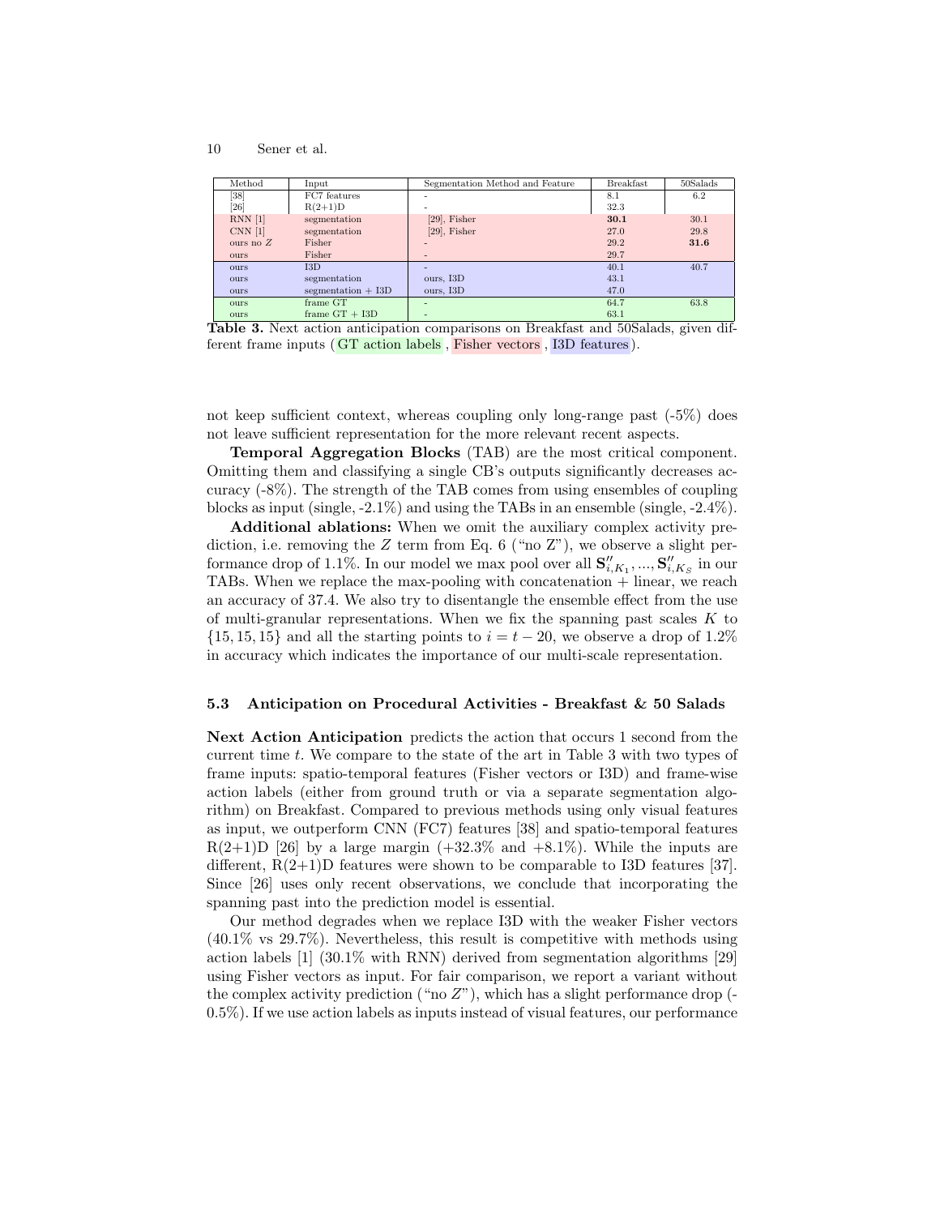| Method | Input | Segmentation Method and Feature | Breakfast | 50Salads |
|---|---|---|---|---|
| [38] | FC7 features | - | 8.1 | 6.2 |
| [26] | R(2+1)D | - | 32.3 | |
| RNN [1] | segmentation | [29], Fisher | **30.1** | 30.1 |
| CNN [1] | segmentation | [29], Fisher | 27.0 | 29.8 |
| ours no $Z$ | Fisher | - | 29.2 | **31.6** |
| ours | Fisher | - | 29.7 | |
| ours | I3D | - | 40.1 | 40.7 |
| ours | segmentation | ours, I3D | 43.1 | |
| ours | segmentation + I3D | ours, I3D | 47.0 | |
| ours | frame GT | - | 64.7 | 63.8 |
| ours | frame GT + I3D | - | 63.1 | |

**Table 3.** Next action anticipation comparisons on Breakfast and 50Salads, given different frame inputs (GT action labels , Fisher vectors , I3D features).

not keep sufficient context, whereas coupling only long-range past (-5%) does not leave sufficient representation for the more relevant recent aspects.

**Temporal Aggregation Blocks** (TAB) are the most critical component. Omitting them and classifying a single CB's outputs significantly decreases accuracy (-8%). The strength of the TAB comes from using ensembles of coupling blocks as input (single, -2.1%) and using the TABs in an ensemble (single, -2.4%).

**Additional ablations:** When we omit the auxiliary complex activity prediction, i.e. removing the $Z$ term from Eq. 6 ("no Z"), we observe a slight performance drop of 1.1%. In our model we max pool over all $\mathbf{S}''_{i,K_1}, ..., \mathbf{S}''_{i,K_S}$ in our TABs. When we replace the max-pooling with concatenation + linear, we reach an accuracy of 37.4. We also try to disentangle the ensemble effect from the use of multi-granular representations. When we fix the spanning past scales $K$ to $\{15, 15, 15\}$ and all the starting points to $i = t - 20$, we observe a drop of 1.2% in accuracy which indicates the importance of our multi-scale representation.

### 5.3 Anticipation on Procedural Activities - Breakfast & 50 Salads

**Next Action Anticipation** predicts the action that occurs 1 second from the current time $t$. We compare to the state of the art in Table 3 with two types of frame inputs: spatio-temporal features (Fisher vectors or I3D) and frame-wise action labels (either from ground truth or via a separate segmentation algorithm) on Breakfast. Compared to previous methods using only visual features as input, we outperform CNN (FC7) features [38] and spatio-temporal features R(2+1)D [26] by a large margin (+32.3% and +8.1%). While the inputs are different, R(2+1)D features were shown to be comparable to I3D features [37]. Since [26] uses only recent observations, we conclude that incorporating the spanning past into the prediction model is essential.

Our method degrades when we replace I3D with the weaker Fisher vectors (40.1% vs 29.7%). Nevertheless, this result is competitive with methods using action labels [1] (30.1% with RNN) derived from segmentation algorithms [29] using Fisher vectors as input. For fair comparison, we report a variant without the complex activity prediction ("no $Z$"), which has a slight performance drop (-0.5%). If we use action labels as inputs instead of visual features, our performance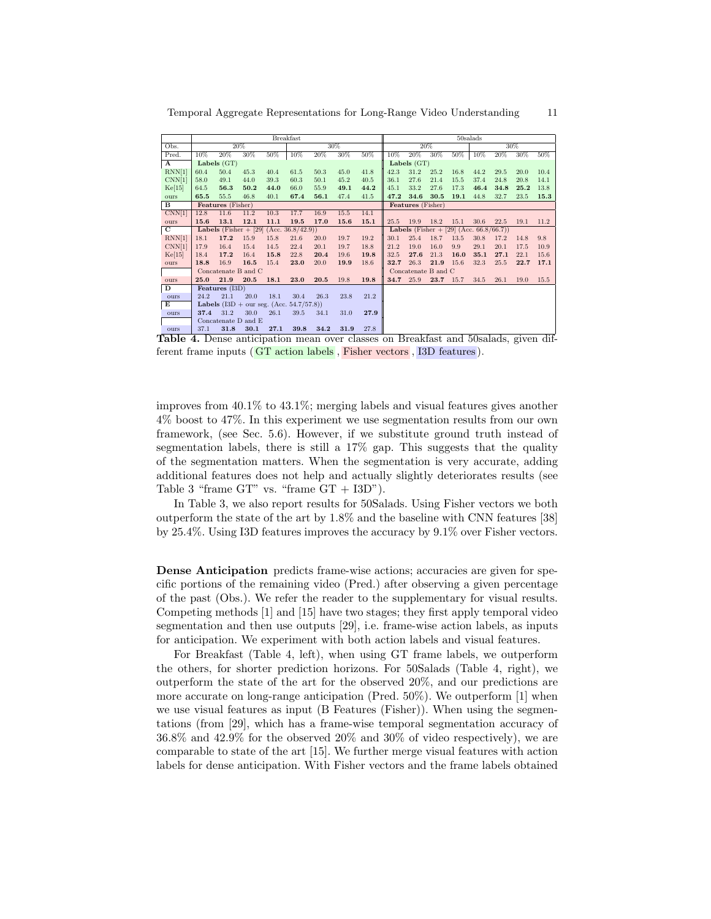| | Breakfast | | | | | | | | 50salads | | | | | | | |
|---|---|---|---|---|---|---|---|---|---|---|---|---|---|---|---|---|
| Obs. | 20% | | | | 30% | | | | 20% | | | | 30% | | | |
| Pred. | 10% | 20% | 30% | 50% | 10% | 20% | 30% | 50% | 10% | 20% | 30% | 50% | 10% | 20% | 30% | 50% |
| **A** | **Labels** (GT) | | | | | | | | **Labels** (GT) | | | | | | | |
| RNN[1] | 60.4 | 50.4 | 45.3 | 40.4 | 61.5 | 50.3 | 45.0 | 41.8 | 42.3 | 31.2 | 25.2 | 16.8 | 44.2 | 29.5 | 20.0 | 10.4 |
| CNN[1] | 58.0 | 49.1 | 44.0 | 39.3 | 60.3 | 50.1 | 45.2 | 40.5 | 36.1 | 27.6 | 21.4 | 15.5 | 37.4 | 24.8 | 20.8 | 14.1 |
| Ke[15] | 64.5 | **56.3** | **50.2** | **44.0** | 66.0 | 55.9 | **49.1** | **44.2** | 45.1 | 33.2 | 27.6 | 17.3 | **46.4** | **34.8** | **25.2** | 13.8 |
| ours | **65.5** | 55.5 | 46.8 | 40.1 | **67.4** | **56.1** | 47.4 | 41.5 | **47.2** | **34.6** | **30.5** | **19.1** | 44.8 | 32.7 | 23.5 | **15.3** |
| **B** | **Features** (Fisher) | | | | | | | | **Features** (Fisher) | | | | | | | |
| CNN[1] | 12.8 | 11.6 | 11.2 | 10.3 | 17.7 | 16.9 | 15.5 | 14.1 | | | | | | | | |
| ours | **15.6** | **13.1** | **12.1** | **11.1** | **19.5** | **17.0** | **15.6** | **15.1** | 25.5 | 19.9 | 18.2 | 15.1 | 30.6 | 22.5 | 19.1 | 11.2 |
| **C** | **Labels** (Fisher + [29] (Acc. 36.8/42.9)) | | | | | | | | **Labels** (Fisher + [29] (Acc. 66.8/66.7)) | | | | | | | |
| RNN[1] | 18.1 | **17.2** | 15.9 | 15.8 | 21.6 | 20.0 | 19.7 | 19.2 | 30.1 | 25.4 | 18.7 | 13.5 | 30.8 | 17.2 | 14.8 | 9.8 |
| CNN[1] | 17.9 | 16.4 | 15.4 | 14.5 | 22.4 | 20.1 | 19.7 | 18.8 | 21.2 | 19.0 | 16.0 | 9.9 | 29.1 | 20.1 | 17.5 | 10.9 |
| Ke[15] | 18.4 | **17.2** | 16.4 | **15.8** | 22.8 | **20.4** | 19.6 | **19.8** | 32.5 | **27.6** | 21.3 | **16.0** | **35.1** | **27.1** | 22.1 | 15.6 |
| ours | **18.8** | 16.9 | **16.5** | 15.4 | **23.0** | 20.0 | **19.9** | 18.6 | **32.7** | 26.3 | **21.9** | 15.6 | 32.3 | 25.5 | **22.7** | **17.1** |
| | Concatenate B and C | | | | | | | | Concatenate B and C | | | | | | | |
| ours | **25.0** | **21.9** | **20.5** | **18.1** | **23.0** | **20.5** | 19.8 | **19.8** | **34.7** | 25.9 | **23.7** | 15.7 | 34.5 | 26.1 | 19.0 | 15.5 |
| **D** | **Features** (I3D) | | | | | | | | | | | | | | | |
| ours | 24.2 | 21.1 | 20.0 | 18.1 | 30.4 | 26.3 | 23.8 | 21.2 | | | | | | | | |
| **E** | **Labels** (I3D + our seg. (Acc. 54.7/57.8)) | | | | | | | | | | | | | | | |
| ours | **37.4** | 31.2 | 30.0 | 26.1 | 39.5 | 34.1 | 31.0 | **27.9** | | | | | | | | |
| | Concatenate D and E | | | | | | | | | | | | | | | |
| ours | 37.1 | **31.8** | **30.1** | **27.1** | **39.8** | **34.2** | **31.9** | 27.8 | | | | | | | | |

**Table 4.** Dense anticipation mean over classes on Breakfast and 50salads, given different frame inputs (GT action labels, Fisher vectors, I3D features).

improves from 40.1% to 43.1%; merging labels and visual features gives another 4% boost to 47%. In this experiment we use segmentation results from our own framework, (see Sec. 5.6). However, if we substitute ground truth instead of segmentation labels, there is still a 17% gap. This suggests that the quality of the segmentation matters. When the segmentation is very accurate, adding additional features does not help and actually slightly deteriorates results (see Table 3 "frame GT" vs. "frame GT + I3D").

In Table 3, we also report results for 50Salads. Using Fisher vectors we both outperform the state of the art by 1.8% and the baseline with CNN features [38] by 25.4%. Using I3D features improves the accuracy by 9.1% over Fisher vectors.

**Dense Anticipation** predicts frame-wise actions; accuracies are given for specific portions of the remaining video (Pred.) after observing a given percentage of the past (Obs.). We refer the reader to the supplementary for visual results. Competing methods [1] and [15] have two stages; they first apply temporal video segmentation and then use outputs [29], i.e. frame-wise action labels, as inputs for anticipation. We experiment with both action labels and visual features.

For Breakfast (Table 4, left), when using GT frame labels, we outperform the others, for shorter prediction horizons. For 50Salads (Table 4, right), we outperform the state of the art for the observed 20%, and our predictions are more accurate on long-range anticipation (Pred. 50%). We outperform [1] when we use visual features as input (B Features (Fisher)). When using the segmentations (from [29], which has a frame-wise temporal segmentation accuracy of 36.8% and 42.9% for the observed 20% and 30% of video respectively), we are comparable to state of the art [15]. We further merge visual features with action labels for dense anticipation. With Fisher vectors and the frame labels obtained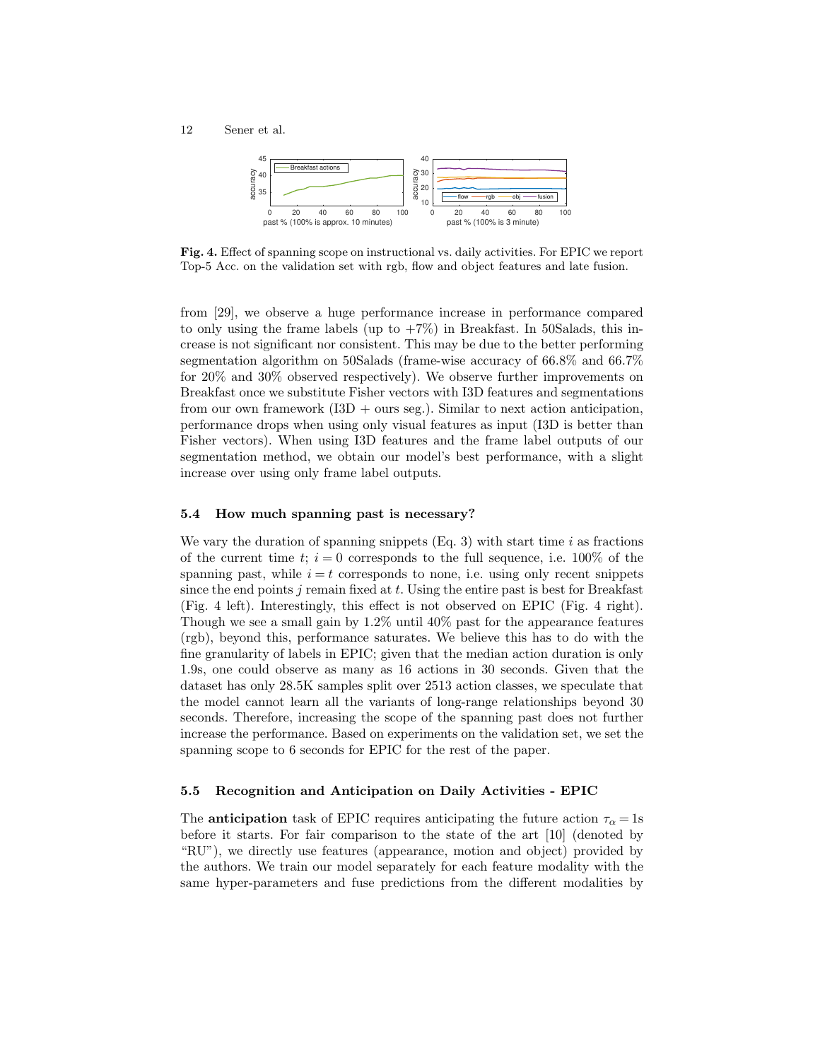**Fig. 4.** Effect of spanning scope on instructional vs. daily activities. For EPIC we report Top-5 Acc. on the validation set with rgb, flow and object features and late fusion.

from [29], we observe a huge performance increase in performance compared to only using the frame labels (up to +7%) in Breakfast. In 50Salads, this increase is not significant nor consistent. This may be due to the better performing segmentation algorithm on 50Salads (frame-wise accuracy of 66.8% and 66.7% for 20% and 30% observed respectively). We observe further improvements on Breakfast once we substitute Fisher vectors with I3D features and segmentations from our own framework (I3D + ours seg.). Similar to next action anticipation, performance drops when using only visual features as input (I3D is better than Fisher vectors). When using I3D features and the frame label outputs of our segmentation method, we obtain our model's best performance, with a slight increase over using only frame label outputs.

### 5.4 How much spanning past is necessary?

We vary the duration of spanning snippets (Eq. 3) with start time $i$ as fractions of the current time $t$; $i = 0$ corresponds to the full sequence, i.e. 100% of the spanning past, while $i = t$ corresponds to none, i.e. using only recent snippets since the end points $j$ remain fixed at $t$. Using the entire past is best for Breakfast (Fig. 4 left). Interestingly, this effect is not observed on EPIC (Fig. 4 right). Though we see a small gain by 1.2% until 40% past for the appearance features (rgb), beyond this, performance saturates. We believe this has to do with the fine granularity of labels in EPIC; given that the median action duration is only 1.9s, one could observe as many as 16 actions in 30 seconds. Given that the dataset has only 28.5K samples split over 2513 action classes, we speculate that the model cannot learn all the variants of long-range relationships beyond 30 seconds. Therefore, increasing the scope of the spanning past does not further increase the performance. Based on experiments on the validation set, we set the spanning scope to 6 seconds for EPIC for the rest of the paper.

### 5.5 Recognition and Anticipation on Daily Activities - EPIC

The **anticipation** task of EPIC requires anticipating the future action $\tau_\alpha = 1$s before it starts. For fair comparison to the state of the art [10] (denoted by "RU"), we directly use features (appearance, motion and object) provided by the authors. We train our model separately for each feature modality with the same hyper-parameters and fuse predictions from the different modalities by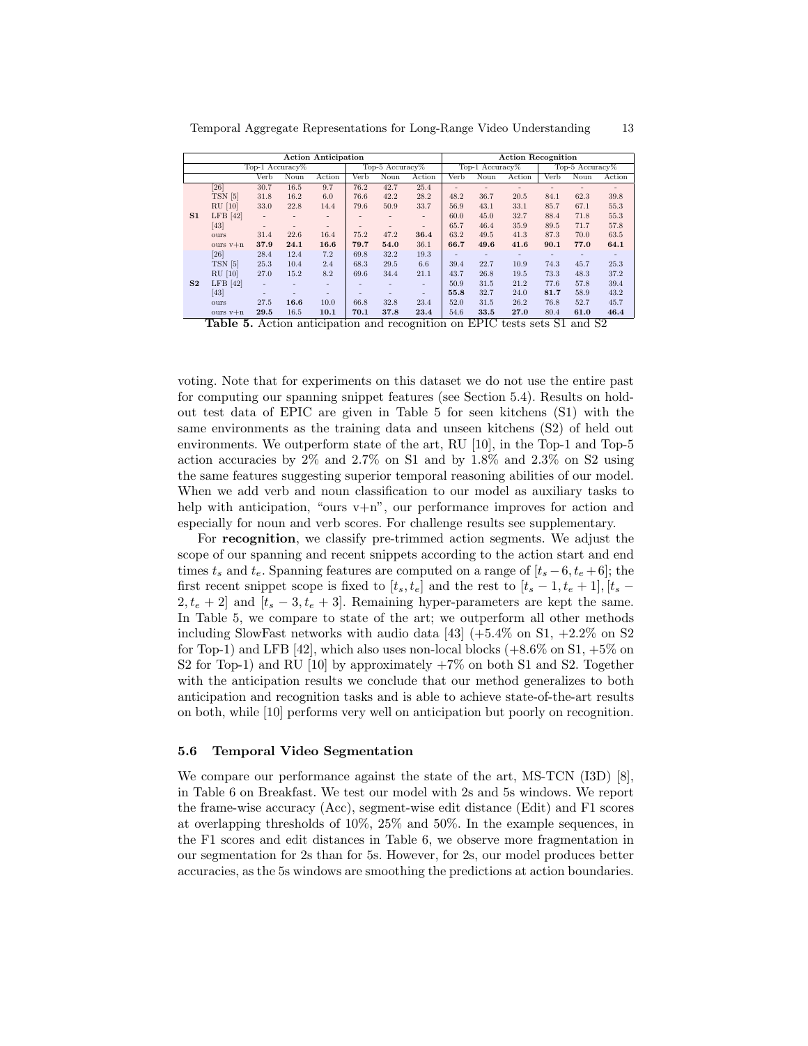| | | Action Anticipation | | | | | | Action Recognition | | | | | |
|---|---|---|---|---|---|---|---|---|---|---|---|---|---|
| | | Top-1 Accuracy% | | | Top-5 Accuracy% | | | Top-1 Accuracy% | | | Top-5 Accuracy% | | |
| | | Verb | Noun | Action | Verb | Noun | Action | Verb | Noun | Action | Verb | Noun | Action |
| **S1** | [26] | 30.7 | 16.5 | 9.7 | 76.2 | 42.7 | 25.4 | - | - | - | - | - | - |
| | TSN [5] | 31.8 | 16.2 | 6.0 | 76.6 | 42.2 | 28.2 | 48.2 | 36.7 | 20.5 | 84.1 | 62.3 | 39.8 |
| | RU [10] | 33.0 | 22.8 | 14.4 | 79.6 | 50.9 | 33.7 | 56.9 | 43.1 | 33.1 | 85.7 | 67.1 | 55.3 |
| | LFB [42] | - | - | - | - | - | - | 60.0 | 45.0 | 32.7 | 88.4 | 71.8 | 55.3 |
| | [43] | - | - | - | - | - | - | 65.7 | 46.4 | 35.9 | 89.5 | 71.7 | 57.8 |
| | ours | 31.4 | 22.6 | 16.4 | 75.2 | 47.2 | **36.4** | 63.2 | 49.5 | 41.3 | 87.3 | 70.0 | 63.5 |
| | ours v+n | **37.9** | **24.1** | **16.6** | **79.7** | **54.0** | 36.1 | **66.7** | **49.6** | **41.6** | **90.1** | **77.0** | **64.1** |
| **S2** | [26] | 28.4 | 12.4 | 7.2 | 69.8 | 32.2 | 19.3 | - | - | - | - | - | - |
| | TSN [5] | 25.3 | 10.4 | 2.4 | 68.3 | 29.5 | 6.6 | 39.4 | 22.7 | 10.9 | 74.3 | 45.7 | 25.3 |
| | RU [10] | 27.0 | 15.2 | 8.2 | 69.6 | 34.4 | 21.1 | 43.7 | 26.8 | 19.5 | 73.3 | 48.3 | 37.2 |
| | LFB [42] | - | - | - | - | - | - | 50.9 | 31.5 | 21.2 | 77.6 | 57.8 | 39.4 |
| | [43] | - | - | - | - | - | - | **55.8** | 32.7 | 24.0 | **81.7** | 58.9 | 43.2 |
| | ours | 27.5 | **16.6** | 10.0 | 66.8 | 32.8 | 23.4 | 52.0 | 31.5 | 26.2 | 76.8 | 52.7 | 45.7 |
| | ours v+n | **29.5** | 16.5 | **10.1** | **70.1** | **37.8** | **23.4** | 54.6 | **33.5** | **27.0** | 80.4 | **61.0** | **46.4** |

**Table 5.** Action anticipation and recognition on EPIC tests sets S1 and S2

voting. Note that for experiments on this dataset we do not use the entire past for computing our spanning snippet features (see Section 5.4). Results on hold-out test data of EPIC are given in Table 5 for seen kitchens (S1) with the same environments as the training data and unseen kitchens (S2) of held out environments. We outperform state of the art, RU [10], in the Top-1 and Top-5 action accuracies by 2% and 2.7% on S1 and by 1.8% and 2.3% on S2 using the same features suggesting superior temporal reasoning abilities of our model. When we add verb and noun classification to our model as auxiliary tasks to help with anticipation, "ours v+n", our performance improves for action and especially for noun and verb scores. For challenge results see supplementary.

For **recognition**, we classify pre-trimmed action segments. We adjust the scope of our spanning and recent snippets according to the action start and end times $t_s$ and $t_e$. Spanning features are computed on a range of $[t_s-6, t_e+6]$; the first recent snippet scope is fixed to $[t_s, t_e]$ and the rest to $[t_s-1, t_e+1], [t_s-2, t_e+2]$ and $[t_s-3, t_e+3]$. Remaining hyper-parameters are kept the same. In Table 5, we compare to state of the art; we outperform all other methods including SlowFast networks with audio data [43] (+5.4% on S1, +2.2% on S2 for Top-1) and LFB [42], which also uses non-local blocks (+8.6% on S1, +5% on S2 for Top-1) and RU [10] by approximately +7% on both S1 and S2. Together with the anticipation results we conclude that our method generalizes to both anticipation and recognition tasks and is able to achieve state-of-the-art results on both, while [10] performs very well on anticipation but poorly on recognition.

### 5.6 Temporal Video Segmentation

We compare our performance against the state of the art, MS-TCN (I3D) [8], in Table 6 on Breakfast. We test our model with 2s and 5s windows. We report the frame-wise accuracy (Acc), segment-wise edit distance (Edit) and F1 scores at overlapping thresholds of 10%, 25% and 50%. In the example sequences, in the F1 scores and edit distances in Table 6, we observe more fragmentation in our segmentation for 2s than for 5s. However, for 2s, our model produces better accuracies, as the 5s windows are smoothing the predictions at action boundaries.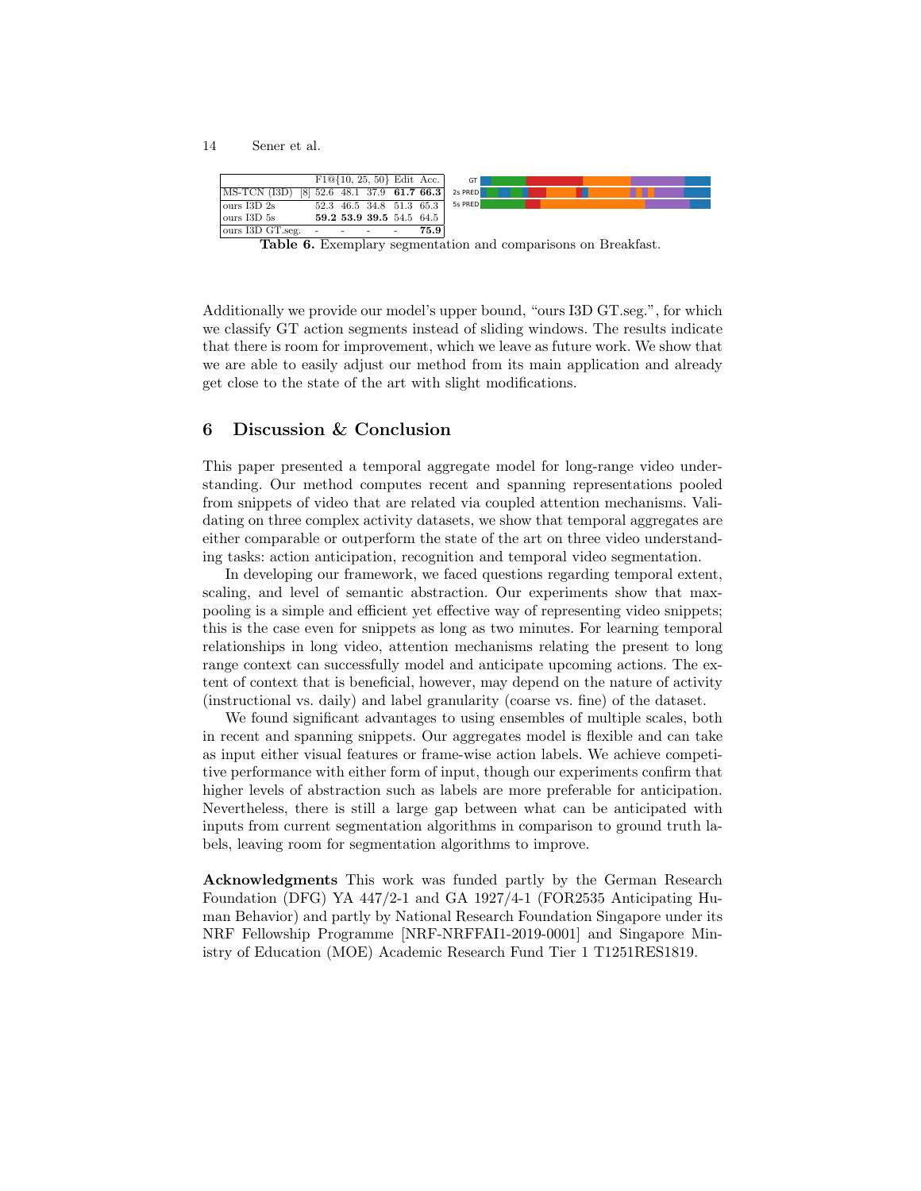| | F1@{10, 25, 50} | | | Edit | Acc. |
|---|---|---|---|---|---|
| MS-TCN (I3D) [8] | 52.6 | 48.1 | 37.9 | **61.7** | **66.3** |
| ours I3D 2s | 52.3 | 46.5 | 34.8 | 51.3 | 65.3 |
| ours I3D 5s | **59.2** | **53.9** | **39.5** | 54.5 | 64.5 |
| ours I3D GT.seg. | - | - | - | - | **75.9** |

**Table 6.** Exemplary segmentation and comparisons on Breakfast.

Additionally we provide our model's upper bound, "ours I3D GT.seg.", for which we classify GT action segments instead of sliding windows. The results indicate that there is room for improvement, which we leave as future work. We show that we are able to easily adjust our method from its main application and already get close to the state of the art with slight modifications.

## 6 Discussion & Conclusion

This paper presented a temporal aggregate model for long-range video understanding. Our method computes recent and spanning representations pooled from snippets of video that are related via coupled attention mechanisms. Validating on three complex activity datasets, we show that temporal aggregates are either comparable or outperform the state of the art on three video understanding tasks: action anticipation, recognition and temporal video segmentation.

In developing our framework, we faced questions regarding temporal extent, scaling, and level of semantic abstraction. Our experiments show that max-pooling is a simple and efficient yet effective way of representing video snippets; this is the case even for snippets as long as two minutes. For learning temporal relationships in long video, attention mechanisms relating the present to long range context can successfully model and anticipate upcoming actions. The extent of context that is beneficial, however, may depend on the nature of activity (instructional vs. daily) and label granularity (coarse vs. fine) of the dataset.

We found significant advantages to using ensembles of multiple scales, both in recent and spanning snippets. Our aggregates model is flexible and can take as input either visual features or frame-wise action labels. We achieve competitive performance with either form of input, though our experiments confirm that higher levels of abstraction such as labels are more preferable for anticipation. Nevertheless, there is still a large gap between what can be anticipated with inputs from current segmentation algorithms in comparison to ground truth labels, leaving room for segmentation algorithms to improve.

**Acknowledgments** This work was funded partly by the German Research Foundation (DFG) YA 447/2-1 and GA 1927/4-1 (FOR2535 Anticipating Human Behavior) and partly by National Research Foundation Singapore under its NRF Fellowship Programme [NRF-NRFFAI1-2019-0001] and Singapore Ministry of Education (MOE) Academic Research Fund Tier 1 T1251RES1819.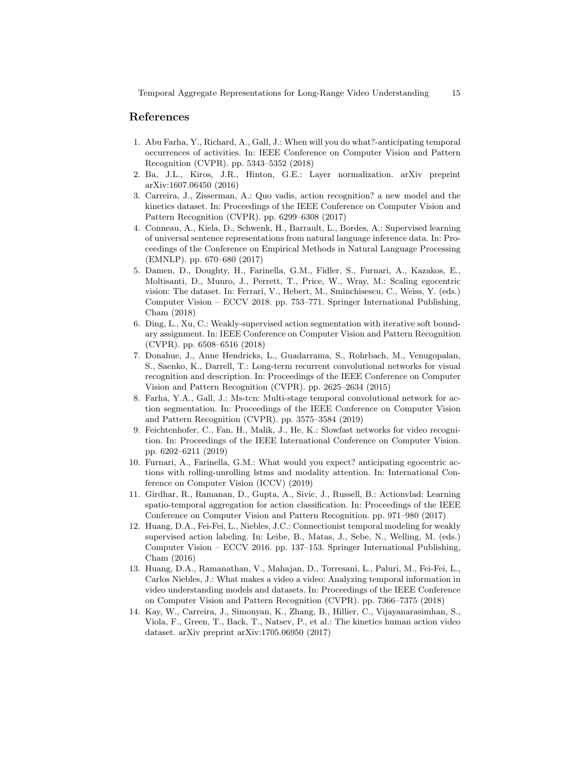## References

1. Abu Farha, Y., Richard, A., Gall, J.: When will you do what?-anticipating temporal occurrences of activities. In: IEEE Conference on Computer Vision and Pattern Recognition (CVPR). pp. 5343–5352 (2018)
2. Ba, J.L., Kiros, J.R., Hinton, G.E.: Layer normalization. arXiv preprint arXiv:1607.06450 (2016)
3. Carreira, J., Zisserman, A.: Quo vadis, action recognition? a new model and the kinetics dataset. In: Proceedings of the IEEE Conference on Computer Vision and Pattern Recognition (CVPR). pp. 6299–6308 (2017)
4. Conneau, A., Kiela, D., Schwenk, H., Barrault, L., Bordes, A.: Supervised learning of universal sentence representations from natural language inference data. In: Proceedings of the Conference on Empirical Methods in Natural Language Processing (EMNLP). pp. 670–680 (2017)
5. Damen, D., Doughty, H., Farinella, G.M., Fidler, S., Furnari, A., Kazakos, E., Moltisanti, D., Munro, J., Perrett, T., Price, W., Wray, M.: Scaling egocentric vision: The dataset. In: Ferrari, V., Hebert, M., Sminchisescu, C., Weiss, Y. (eds.) Computer Vision – ECCV 2018. pp. 753–771. Springer International Publishing, Cham (2018)
6. Ding, L., Xu, C.: Weakly-supervised action segmentation with iterative soft boundary assignment. In: IEEE Conference on Computer Vision and Pattern Recognition (CVPR). pp. 6508–6516 (2018)
7. Donahue, J., Anne Hendricks, L., Guadarrama, S., Rohrbach, M., Venugopalan, S., Saenko, K., Darrell, T.: Long-term recurrent convolutional networks for visual recognition and description. In: Proceedings of the IEEE Conference on Computer Vision and Pattern Recognition (CVPR). pp. 2625–2634 (2015)
8. Farha, Y.A., Gall, J.: Ms-tcn: Multi-stage temporal convolutional network for action segmentation. In: Proceedings of the IEEE Conference on Computer Vision and Pattern Recognition (CVPR). pp. 3575–3584 (2019)
9. Feichtenhofer, C., Fan, H., Malik, J., He, K.: Slowfast networks for video recognition. In: Proceedings of the IEEE International Conference on Computer Vision. pp. 6202–6211 (2019)
10. Furnari, A., Farinella, G.M.: What would you expect? anticipating egocentric actions with rolling-unrolling lstms and modality attention. In: International Conference on Computer Vision (ICCV) (2019)
11. Girdhar, R., Ramanan, D., Gupta, A., Sivic, J., Russell, B.: Actionvlad: Learning spatio-temporal aggregation for action classification. In: Proceedings of the IEEE Conference on Computer Vision and Pattern Recognition. pp. 971–980 (2017)
12. Huang, D.A., Fei-Fei, L., Niebles, J.C.: Connectionist temporal modeling for weakly supervised action labeling. In: Leibe, B., Matas, J., Sebe, N., Welling, M. (eds.) Computer Vision – ECCV 2016. pp. 137–153. Springer International Publishing, Cham (2016)
13. Huang, D.A., Ramanathan, V., Mahajan, D., Torresani, L., Paluri, M., Fei-Fei, L., Carlos Niebles, J.: What makes a video a video: Analyzing temporal information in video understanding models and datasets. In: Proceedings of the IEEE Conference on Computer Vision and Pattern Recognition (CVPR). pp. 7366–7375 (2018)
14. Kay, W., Carreira, J., Simonyan, K., Zhang, B., Hillier, C., Vijayanarasimhan, S., Viola, F., Green, T., Back, T., Natsev, P., et al.: The kinetics human action video dataset. arXiv preprint arXiv:1705.06950 (2017)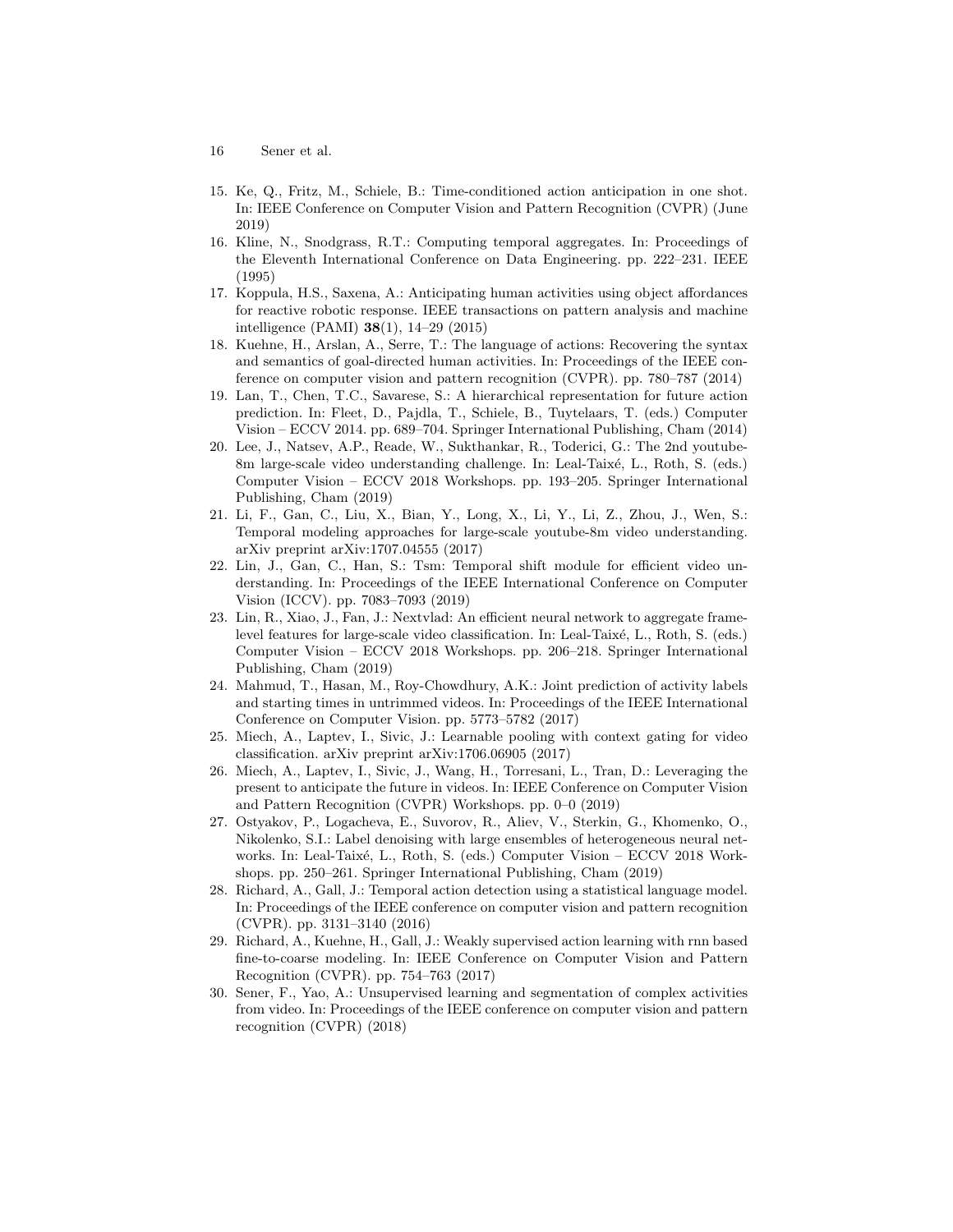15. Ke, Q., Fritz, M., Schiele, B.: Time-conditioned action anticipation in one shot. In: IEEE Conference on Computer Vision and Pattern Recognition (CVPR) (June 2019)
16. Kline, N., Snodgrass, R.T.: Computing temporal aggregates. In: Proceedings of the Eleventh International Conference on Data Engineering. pp. 222–231. IEEE (1995)
17. Koppula, H.S., Saxena, A.: Anticipating human activities using object affordances for reactive robotic response. IEEE transactions on pattern analysis and machine intelligence (PAMI) **38**(1), 14–29 (2015)
18. Kuehne, H., Arslan, A., Serre, T.: The language of actions: Recovering the syntax and semantics of goal-directed human activities. In: Proceedings of the IEEE conference on computer vision and pattern recognition (CVPR). pp. 780–787 (2014)
19. Lan, T., Chen, T.C., Savarese, S.: A hierarchical representation for future action prediction. In: Fleet, D., Pajdla, T., Schiele, B., Tuytelaars, T. (eds.) Computer Vision – ECCV 2014. pp. 689–704. Springer International Publishing, Cham (2014)
20. Lee, J., Natsev, A.P., Reade, W., Sukthankar, R., Toderici, G.: The 2nd youtube-8m large-scale video understanding challenge. In: Leal-Taixé, L., Roth, S. (eds.) Computer Vision – ECCV 2018 Workshops. pp. 193–205. Springer International Publishing, Cham (2019)
21. Li, F., Gan, C., Liu, X., Bian, Y., Long, X., Li, Y., Li, Z., Zhou, J., Wen, S.: Temporal modeling approaches for large-scale youtube-8m video understanding. arXiv preprint arXiv:1707.04555 (2017)
22. Lin, J., Gan, C., Han, S.: Tsm: Temporal shift module for efficient video understanding. In: Proceedings of the IEEE International Conference on Computer Vision (ICCV). pp. 7083–7093 (2019)
23. Lin, R., Xiao, J., Fan, J.: Nextvlad: An efficient neural network to aggregate frame-level features for large-scale video classification. In: Leal-Taixé, L., Roth, S. (eds.) Computer Vision – ECCV 2018 Workshops. pp. 206–218. Springer International Publishing, Cham (2019)
24. Mahmud, T., Hasan, M., Roy-Chowdhury, A.K.: Joint prediction of activity labels and starting times in untrimmed videos. In: Proceedings of the IEEE International Conference on Computer Vision. pp. 5773–5782 (2017)
25. Miech, A., Laptev, I., Sivic, J.: Learnable pooling with context gating for video classification. arXiv preprint arXiv:1706.06905 (2017)
26. Miech, A., Laptev, I., Sivic, J., Wang, H., Torresani, L., Tran, D.: Leveraging the present to anticipate the future in videos. In: IEEE Conference on Computer Vision and Pattern Recognition (CVPR) Workshops. pp. 0–0 (2019)
27. Ostyakov, P., Logacheva, E., Suvorov, R., Aliev, V., Sterkin, G., Khomenko, O., Nikolenko, S.I.: Label denoising with large ensembles of heterogeneous neural networks. In: Leal-Taixé, L., Roth, S. (eds.) Computer Vision – ECCV 2018 Workshops. pp. 250–261. Springer International Publishing, Cham (2019)
28. Richard, A., Gall, J.: Temporal action detection using a statistical language model. In: Proceedings of the IEEE conference on computer vision and pattern recognition (CVPR). pp. 3131–3140 (2016)
29. Richard, A., Kuehne, H., Gall, J.: Weakly supervised action learning with rnn based fine-to-coarse modeling. In: IEEE Conference on Computer Vision and Pattern Recognition (CVPR). pp. 754–763 (2017)
30. Sener, F., Yao, A.: Unsupervised learning and segmentation of complex activities from video. In: Proceedings of the IEEE conference on computer vision and pattern recognition (CVPR) (2018)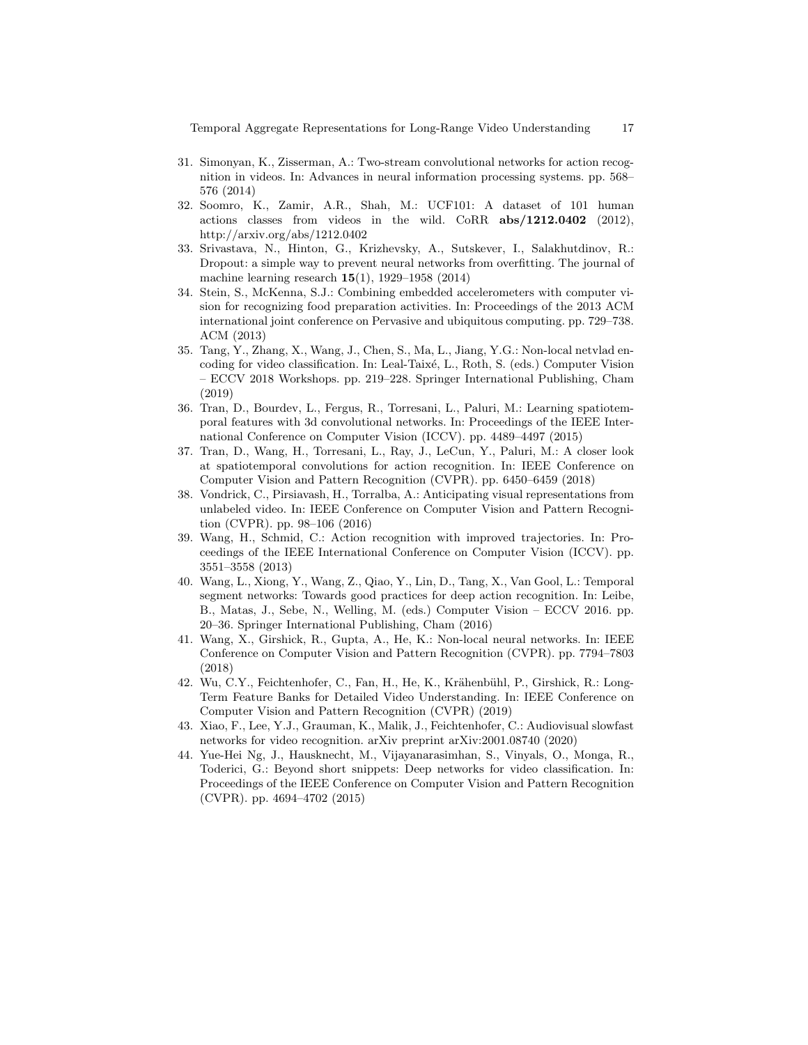31. Simonyan, K., Zisserman, A.: Two-stream convolutional networks for action recognition in videos. In: Advances in neural information processing systems. pp. 568–576 (2014)
32. Soomro, K., Zamir, A.R., Shah, M.: UCF101: A dataset of 101 human actions classes from videos in the wild. CoRR **abs/1212.0402** (2012), http://arxiv.org/abs/1212.0402
33. Srivastava, N., Hinton, G., Krizhevsky, A., Sutskever, I., Salakhutdinov, R.: Dropout: a simple way to prevent neural networks from overfitting. The journal of machine learning research **15**(1), 1929–1958 (2014)
34. Stein, S., McKenna, S.J.: Combining embedded accelerometers with computer vision for recognizing food preparation activities. In: Proceedings of the 2013 ACM international joint conference on Pervasive and ubiquitous computing. pp. 729–738. ACM (2013)
35. Tang, Y., Zhang, X., Wang, J., Chen, S., Ma, L., Jiang, Y.G.: Non-local netvlad encoding for video classification. In: Leal-Taixé, L., Roth, S. (eds.) Computer Vision – ECCV 2018 Workshops. pp. 219–228. Springer International Publishing, Cham (2019)
36. Tran, D., Bourdev, L., Fergus, R., Torresani, L., Paluri, M.: Learning spatiotemporal features with 3d convolutional networks. In: Proceedings of the IEEE International Conference on Computer Vision (ICCV). pp. 4489–4497 (2015)
37. Tran, D., Wang, H., Torresani, L., Ray, J., LeCun, Y., Paluri, M.: A closer look at spatiotemporal convolutions for action recognition. In: IEEE Conference on Computer Vision and Pattern Recognition (CVPR). pp. 6450–6459 (2018)
38. Vondrick, C., Pirsiavash, H., Torralba, A.: Anticipating visual representations from unlabeled video. In: IEEE Conference on Computer Vision and Pattern Recognition (CVPR). pp. 98–106 (2016)
39. Wang, H., Schmid, C.: Action recognition with improved trajectories. In: Proceedings of the IEEE International Conference on Computer Vision (ICCV). pp. 3551–3558 (2013)
40. Wang, L., Xiong, Y., Wang, Z., Qiao, Y., Lin, D., Tang, X., Van Gool, L.: Temporal segment networks: Towards good practices for deep action recognition. In: Leibe, B., Matas, J., Sebe, N., Welling, M. (eds.) Computer Vision – ECCV 2016. pp. 20–36. Springer International Publishing, Cham (2016)
41. Wang, X., Girshick, R., Gupta, A., He, K.: Non-local neural networks. In: IEEE Conference on Computer Vision and Pattern Recognition (CVPR). pp. 7794–7803 (2018)
42. Wu, C.Y., Feichtenhofer, C., Fan, H., He, K., Krähenbühl, P., Girshick, R.: Long-Term Feature Banks for Detailed Video Understanding. In: IEEE Conference on Computer Vision and Pattern Recognition (CVPR) (2019)
43. Xiao, F., Lee, Y.J., Grauman, K., Malik, J., Feichtenhofer, C.: Audiovisual slowfast networks for video recognition. arXiv preprint arXiv:2001.08740 (2020)
44. Yue-Hei Ng, J., Hausknecht, M., Vijayanarasimhan, S., Vinyals, O., Monga, R., Toderici, G.: Beyond short snippets: Deep networks for video classification. In: Proceedings of the IEEE Conference on Computer Vision and Pattern Recognition (CVPR). pp. 4694–4702 (2015)